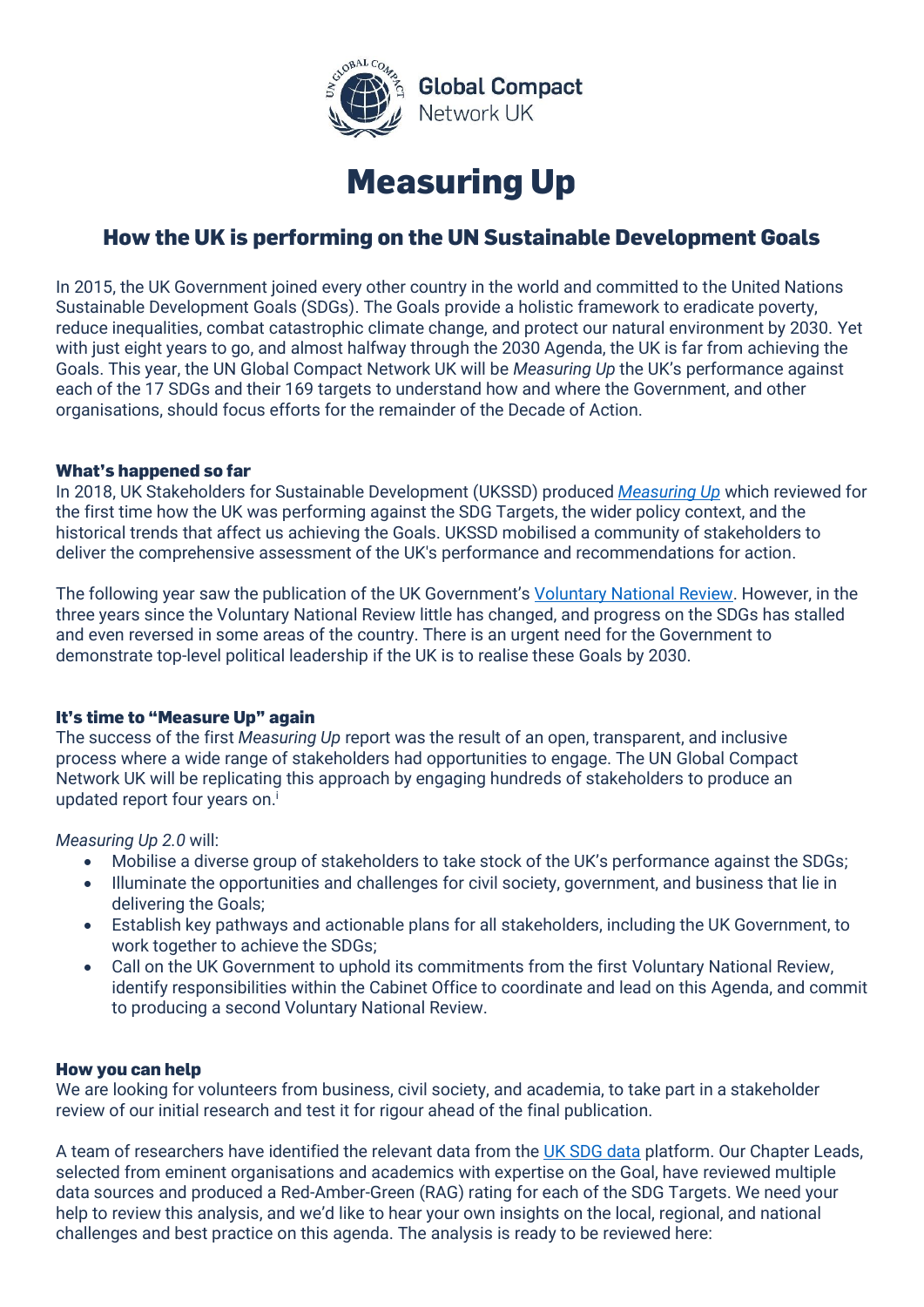Global Compact Network UK

# Measuring Up

## How the UK is performing on the UN Sustainable Development Goals

In 2015, the UK Government joined every other country in the world and committed to the United Nations Sustainable Development Goals (SDGs). The Goals provide a holistic framework to eradicate poverty, reduce inequalities, combat catastrophic climate change, and protect our natural environment by 2030. Yet with just eight years to go, and almost halfway through the 2030 Agenda, the UK is far from achieving the Goals. This year, the UN Global Compact Network UK will be *Measuring Up* the UK's performance against each of the 17 SDGs and their 169 targets to understand how and where the Government, and other organisations, should focus efforts for the remainder of the Decade of Action.

### What's happened so far

In 2018, UK Stakeholders for Sustainable Development (UKSSD) produced *Measuring Up* which reviewed for the first time how the UK was performing against the SDG Targets, the wider policy context, and the historical trends that affect us achieving the Goals. UKSSD mobilised a community of stakeholders to deliver the comprehensive assessment of the UK's performance and recommendations for action.

The following year saw the publication of the UK Government's Voluntary National Review. However, in the three years since the Voluntary National Review little has changed, and progress on the SDGs has stalled and even reversed in some areas of the country. There is an urgent need for the Government to demonstrate top-level political leadership if the UK is to realise these Goals by 2030.

### It's time to "Measure Up" again

The success of the first *Measuring Up* report was the result of an open, transparent, and inclusive process where a wide range of stakeholders had opportunities to engage. The UN Global Compact Network UK will be replicating this approach by engaging hundreds of stakeholders to produce an updated report four years on.[i]

*Measuring Up 2.0* will:

- Mobilise a diverse group of stakeholders to take stock of the UK's performance against the SDGs;
- Illuminate the opportunities and challenges for civil society, government, and business that lie in delivering the Goals;
- Establish key pathways and actionable plans for all stakeholders, including the UK Government, to work together to achieve the SDGs;
- Call on the UK Government to uphold its commitments from the first Voluntary National Review, identify responsibilities within the Cabinet Office to coordinate and lead on this Agenda, and commit to producing a second Voluntary National Review.

### How you can help

We are looking for volunteers from business, civil society, and academia, to take part in a stakeholder review of our initial research and test it for rigour ahead of the final publication.

A team of researchers have identified the relevant data from the UK SDG data platform. Our Chapter Leads, selected from eminent organisations and academics with expertise on the Goal, have reviewed multiple data sources and produced a Red-Amber-Green (RAG) rating for each of the SDG Targets. We need your help to review this analysis, and we'd like to hear your own insights on the local, regional, and national challenges and best practice on this agenda. The analysis is ready to be reviewed here: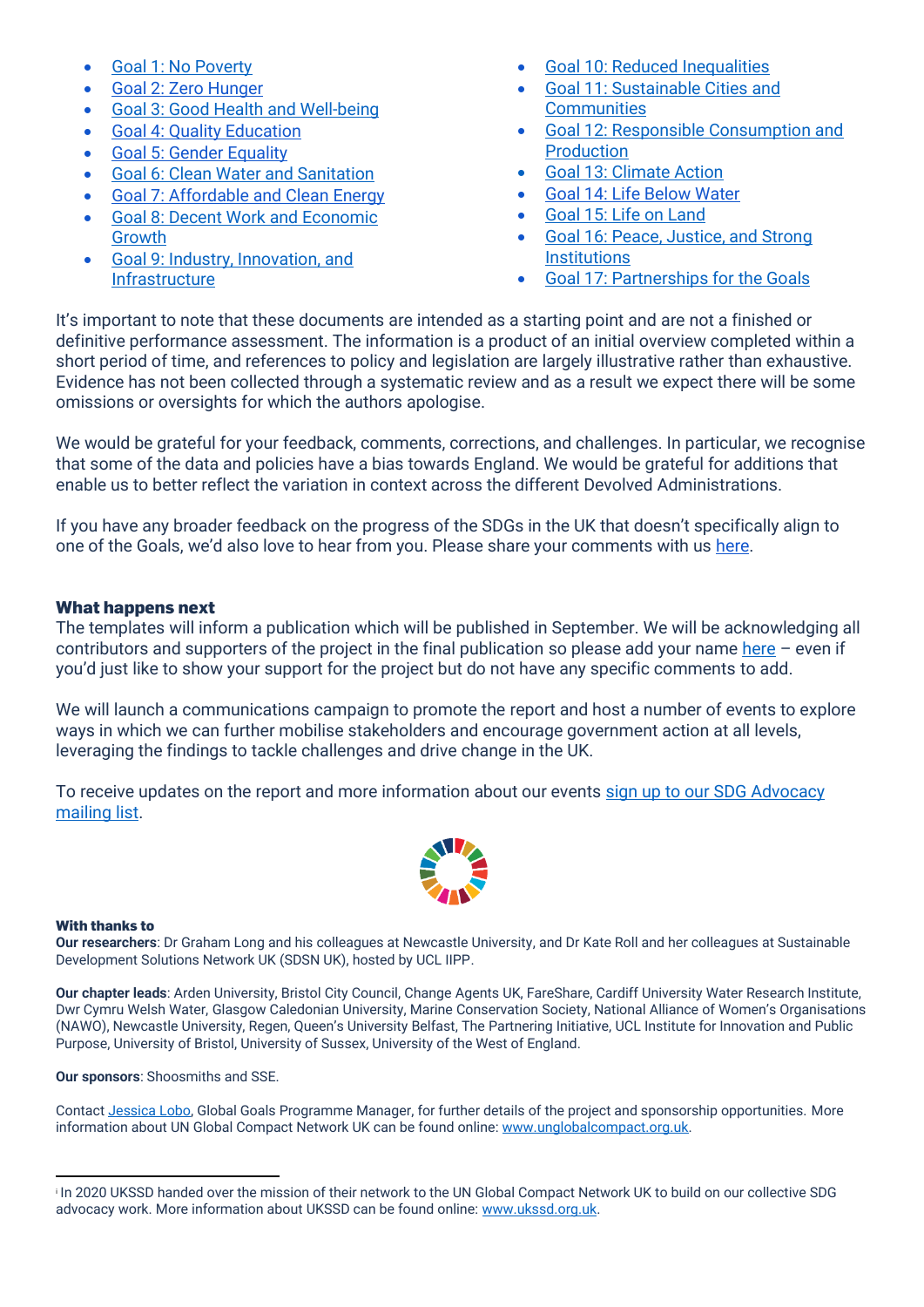- Goal 1: No Poverty
- Goal 2: Zero Hunger
- Goal 3: Good Health and Well-being
- Goal 4: Quality Education
- Goal 5: Gender Equality
- Goal 6: Clean Water and Sanitation
- Goal 7: Affordable and Clean Energy
- Goal 8: Decent Work and Economic Growth
- Goal 9: Industry, Innovation, and Infrastructure
- Goal 10: Reduced Inequalities
- Goal 11: Sustainable Cities and Communities
- Goal 12: Responsible Consumption and Production
- Goal 13: Climate Action
- Goal 14: Life Below Water
- Goal 15: Life on Land
- Goal 16: Peace, Justice, and Strong Institutions
- Goal 17: Partnerships for the Goals

It's important to note that these documents are intended as a starting point and are not a finished or definitive performance assessment. The information is a product of an initial overview completed within a short period of time, and references to policy and legislation are largely illustrative rather than exhaustive. Evidence has not been collected through a systematic review and as a result we expect there will be some omissions or oversights for which the authors apologise.

We would be grateful for your feedback, comments, corrections, and challenges. In particular, we recognise that some of the data and policies have a bias towards England. We would be grateful for additions that enable us to better reflect the variation in context across the different Devolved Administrations.

If you have any broader feedback on the progress of the SDGs in the UK that doesn't specifically align to one of the Goals, we'd also love to hear from you. Please share your comments with us here.

## What happens next

The templates will inform a publication which will be published in September. We will be acknowledging all contributors and supporters of the project in the final publication so please add your name here – even if you'd just like to show your support for the project but do not have any specific comments to add.

We will launch a communications campaign to promote the report and host a number of events to explore ways in which we can further mobilise stakeholders and encourage government action at all levels, leveraging the findings to tackle challenges and drive change in the UK.

To receive updates on the report and more information about our events sign up to our SDG Advocacy mailing list.

**With thanks to**

**Our researchers**: Dr Graham Long and his colleagues at Newcastle University, and Dr Kate Roll and her colleagues at Sustainable Development Solutions Network UK (SDSN UK), hosted by UCL IIPP.

**Our chapter leads**: Arden University, Bristol City Council, Change Agents UK, FareShare, Cardiff University Water Research Institute, Dwr Cymru Welsh Water, Glasgow Caledonian University, Marine Conservation Society, National Alliance of Women's Organisations (NAWO), Newcastle University, Regen, Queen's University Belfast, The Partnering Initiative, UCL Institute for Innovation and Public Purpose, University of Bristol, University of Sussex, University of the West of England.

**Our sponsors**: Shoosmiths and SSE.

Contact Jessica Lobo, Global Goals Programme Manager, for further details of the project and sponsorship opportunities. More information about UN Global Compact Network UK can be found online: www.unglobalcompact.org.uk.

---

[i] In 2020 UKSSD handed over the mission of their network to the UN Global Compact Network UK to build on our collective SDG advocacy work. More information about UKSSD can be found online: www.ukssd.org.uk.